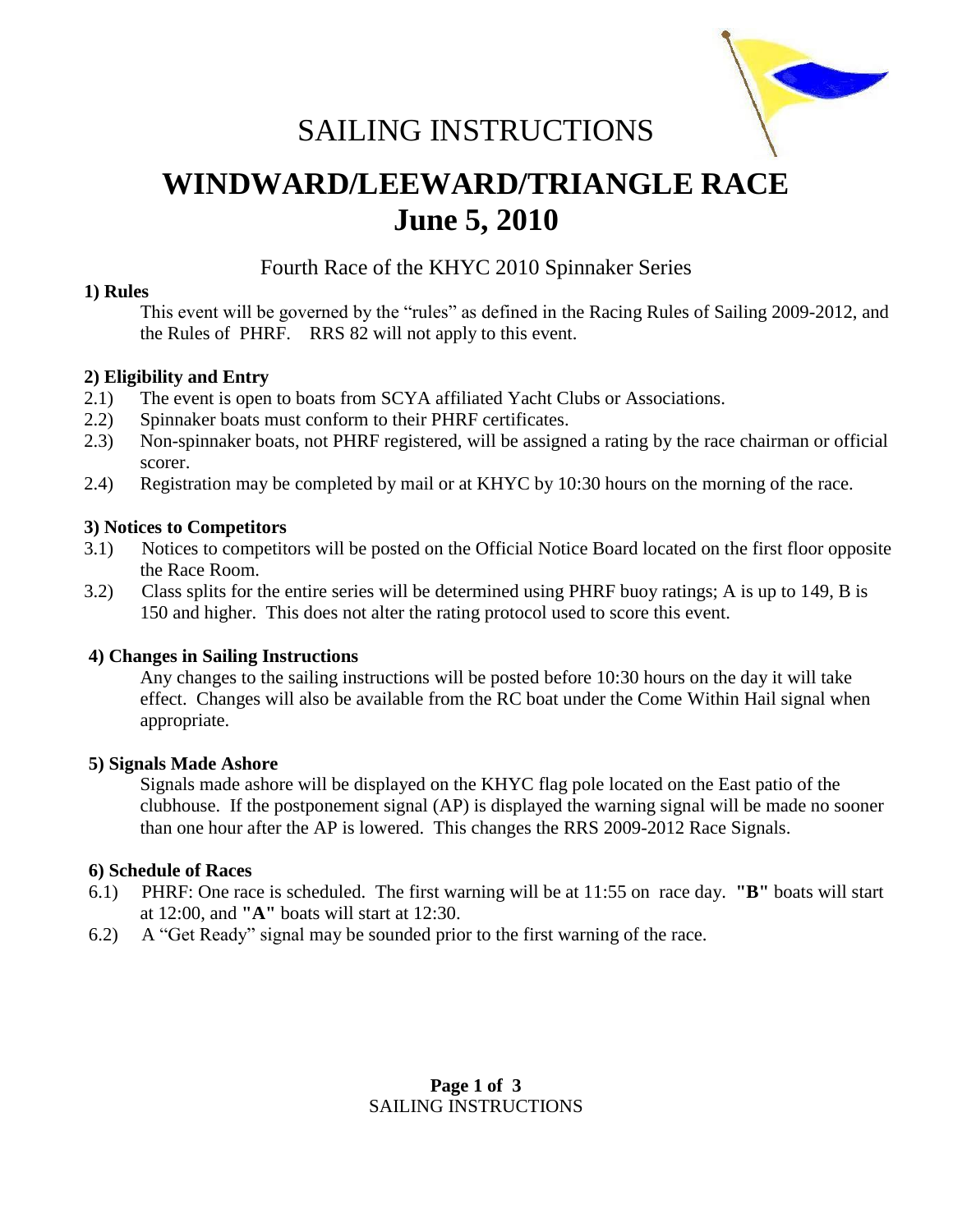# SAILING INSTRUCTIONS

# WINDWARD/LEEWARD/TRIANGLE RACE
# June 5, 2010

## Fourth Race of the KHYC 2010 Spinnaker Series

**1) Rules**

This event will be governed by the "rules" as defined in the Racing Rules of Sailing 2009-2012, and the Rules of PHRF. RRS 82 will not apply to this event.

**2) Eligibility and Entry**

2.1) The event is open to boats from SCYA affiliated Yacht Clubs or Associations.

2.2) Spinnaker boats must conform to their PHRF certificates.

2.3) Non-spinnaker boats, not PHRF registered, will be assigned a rating by the race chairman or official scorer.

2.4) Registration may be completed by mail or at KHYC by 10:30 hours on the morning of the race.

**3) Notices to Competitors**

3.1) Notices to competitors will be posted on the Official Notice Board located on the first floor opposite the Race Room.

3.2) Class splits for the entire series will be determined using PHRF buoy ratings; A is up to 149, B is 150 and higher. This does not alter the rating protocol used to score this event.

**4) Changes in Sailing Instructions**

Any changes to the sailing instructions will be posted before 10:30 hours on the day it will take effect. Changes will also be available from the RC boat under the Come Within Hail signal when appropriate.

**5) Signals Made Ashore**

Signals made ashore will be displayed on the KHYC flag pole located on the East patio of the clubhouse. If the postponement signal (AP) is displayed the warning signal will be made no sooner than one hour after the AP is lowered. This changes the RRS 2009-2012 Race Signals.

**6) Schedule of Races**

6.1) PHRF: One race is scheduled. The first warning will be at 11:55 on race day. **"B"** boats will start at 12:00, and **"A"** boats will start at 12:30.

6.2) A "Get Ready" signal may be sounded prior to the first warning of the race.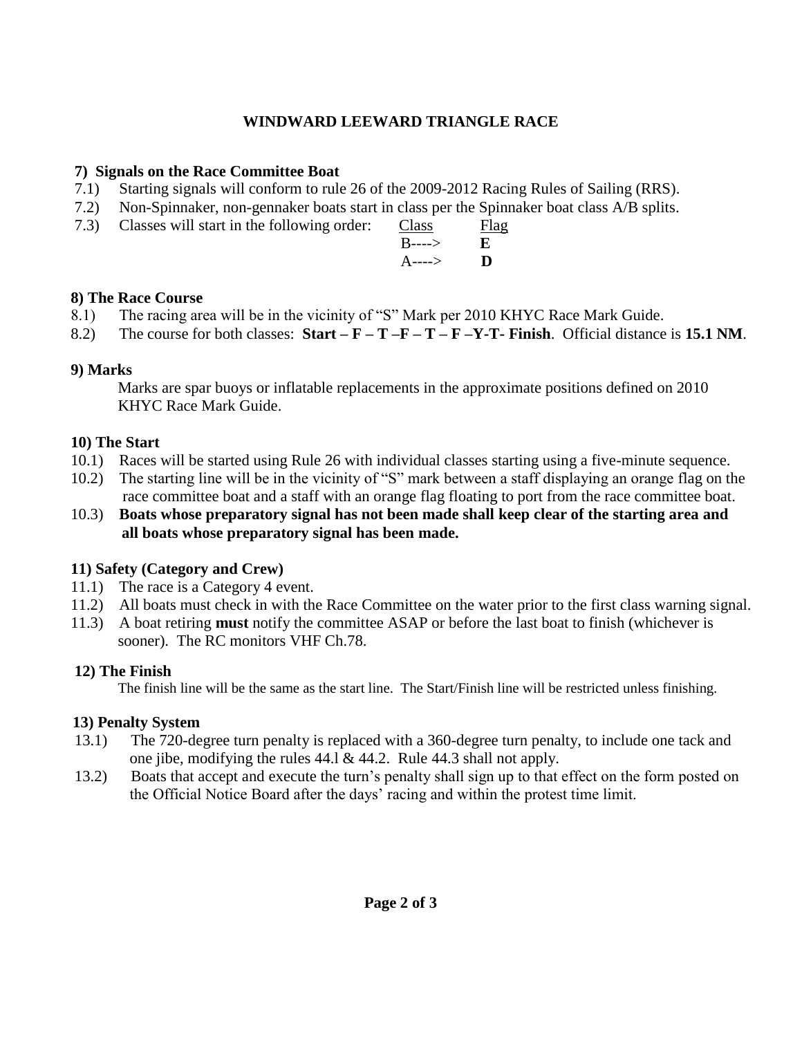# WINDWARD LEEWARD TRIANGLE RACE

## 7) Signals on the Race Committee Boat

7.1) Starting signals will conform to rule 26 of the 2009-2012 Racing Rules of Sailing (RRS).

7.2) Non-Spinnaker, non-gennaker boats start in class per the Spinnaker boat class A/B splits.

7.3) Classes will start in the following order:

| Class | Flag |
| --- | --- |
| B----> | **E** |
| A----> | **D** |

## 8) The Race Course

8.1) The racing area will be in the vicinity of "S" Mark per 2010 KHYC Race Mark Guide.

8.2) The course for both classes: **Start – F – T –F – T – F –Y-T- Finish**. Official distance is **15.1 NM**.

## 9) Marks

Marks are spar buoys or inflatable replacements in the approximate positions defined on 2010 KHYC Race Mark Guide.

## 10) The Start

10.1) Races will be started using Rule 26 with individual classes starting using a five-minute sequence.

10.2) The starting line will be in the vicinity of "S" mark between a staff displaying an orange flag on the race committee boat and a staff with an orange flag floating to port from the race committee boat.

10.3) **Boats whose preparatory signal has not been made shall keep clear of the starting area and all boats whose preparatory signal has been made.**

## 11) Safety (Category and Crew)

11.1) The race is a Category 4 event.

11.2) All boats must check in with the Race Committee on the water prior to the first class warning signal.

11.3) A boat retiring **must** notify the committee ASAP or before the last boat to finish (whichever is sooner). The RC monitors VHF Ch.78.

## 12) The Finish

The finish line will be the same as the start line. The Start/Finish line will be restricted unless finishing.

## 13) Penalty System

13.1) The 720-degree turn penalty is replaced with a 360-degree turn penalty, to include one tack and one jibe, modifying the rules 44.l & 44.2. Rule 44.3 shall not apply.

13.2) Boats that accept and execute the turn's penalty shall sign up to that effect on the form posted on the Official Notice Board after the days' racing and within the protest time limit.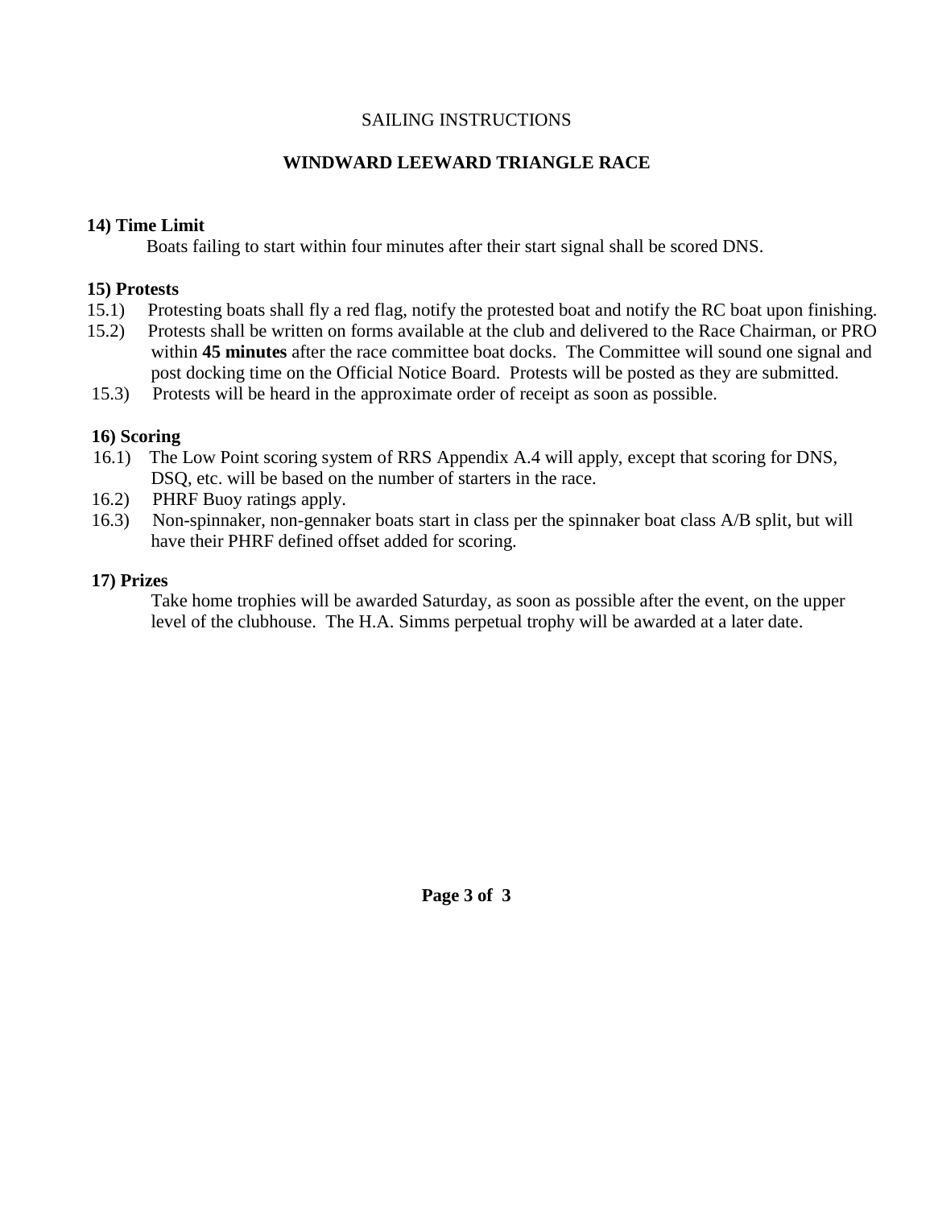SAILING INSTRUCTIONS

## WINDWARD LEEWARD TRIANGLE RACE

**14) Time Limit**

Boats failing to start within four minutes after their start signal shall be scored DNS.

**15) Protests**

15.1) Protesting boats shall fly a red flag, notify the protested boat and notify the RC boat upon finishing.

15.2) Protests shall be written on forms available at the club and delivered to the Race Chairman, or PRO within **45 minutes** after the race committee boat docks. The Committee will sound one signal and post docking time on the Official Notice Board. Protests will be posted as they are submitted.

15.3) Protests will be heard in the approximate order of receipt as soon as possible.

**16) Scoring**

16.1) The Low Point scoring system of RRS Appendix A.4 will apply, except that scoring for DNS, DSQ, etc. will be based on the number of starters in the race.

16.2) PHRF Buoy ratings apply.

16.3) Non-spinnaker, non-gennaker boats start in class per the spinnaker boat class A/B split, but will have their PHRF defined offset added for scoring.

**17) Prizes**

Take home trophies will be awarded Saturday, as soon as possible after the event, on the upper level of the clubhouse. The H.A. Simms perpetual trophy will be awarded at a later date.